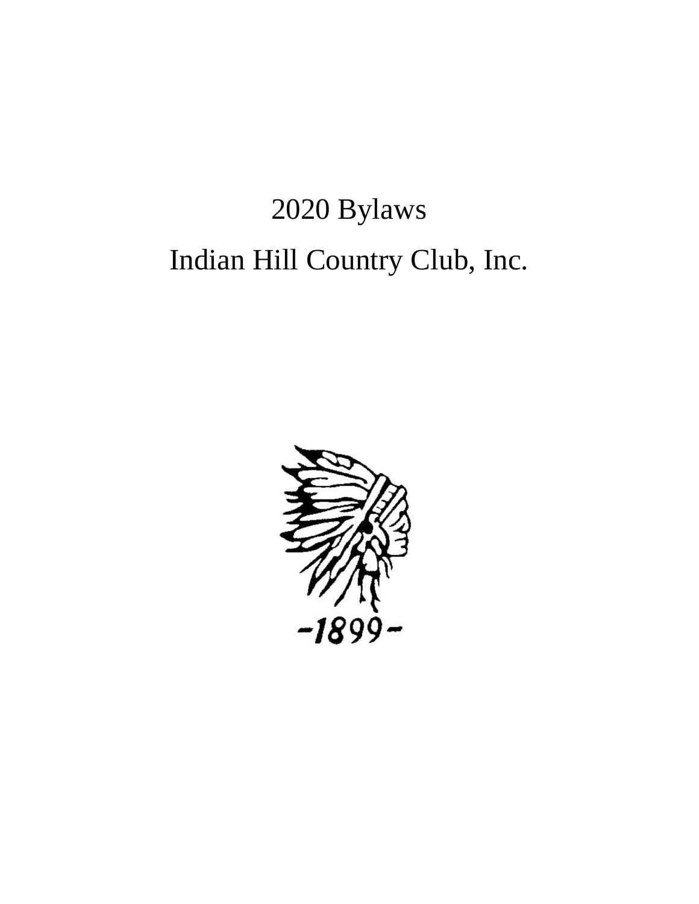# 2020 Bylaws

# Indian Hill Country Club, Inc.

-1899-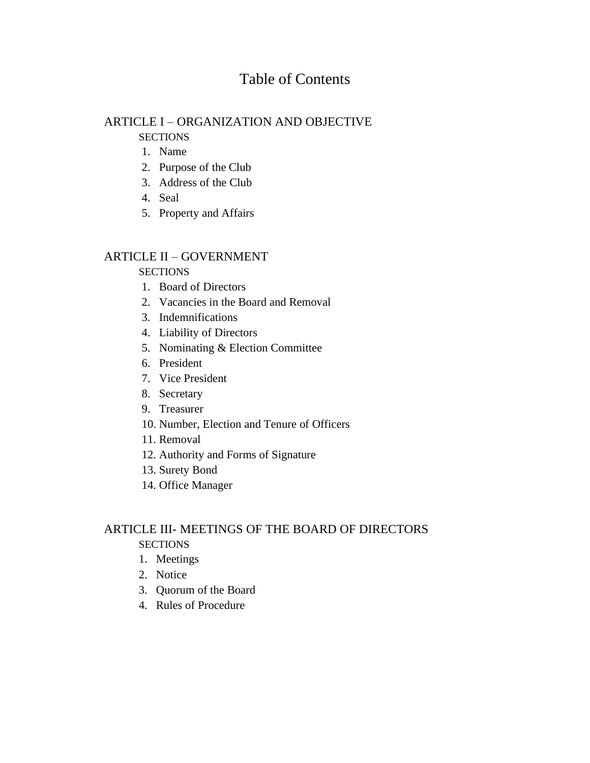# Table of Contents

## ARTICLE I – ORGANIZATION AND OBJECTIVE

SECTIONS

1. Name
2. Purpose of the Club
3. Address of the Club
4. Seal
5. Property and Affairs

## ARTICLE II – GOVERNMENT

SECTIONS

1. Board of Directors
2. Vacancies in the Board and Removal
3. Indemnifications
4. Liability of Directors
5. Nominating & Election Committee
6. President
7. Vice President
8. Secretary
9. Treasurer
10. Number, Election and Tenure of Officers
11. Removal
12. Authority and Forms of Signature
13. Surety Bond
14. Office Manager

## ARTICLE III- MEETINGS OF THE BOARD OF DIRECTORS

SECTIONS

1. Meetings
2. Notice
3. Quorum of the Board
4. Rules of Procedure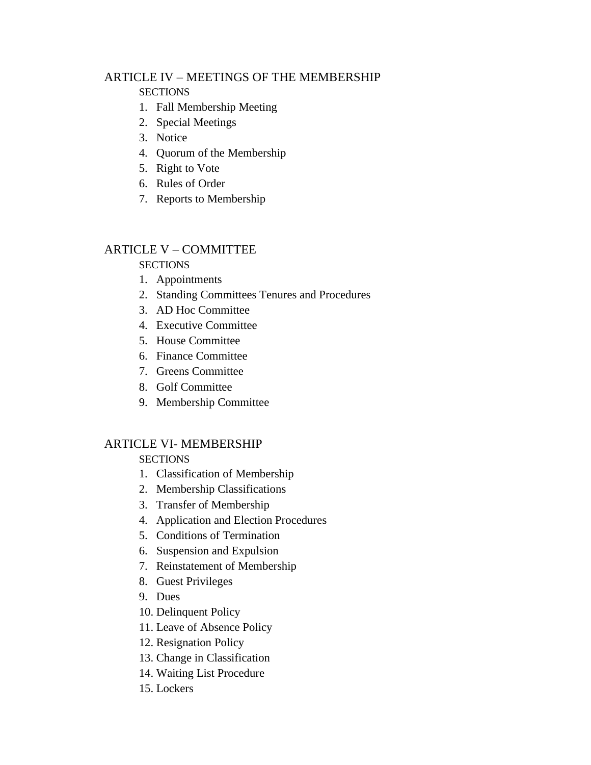ARTICLE IV – MEETINGS OF THE MEMBERSHIP

SECTIONS

1. Fall Membership Meeting
2. Special Meetings
3. Notice
4. Quorum of the Membership
5. Right to Vote
6. Rules of Order
7. Reports to Membership

ARTICLE V – COMMITTEE

SECTIONS

1. Appointments
2. Standing Committees Tenures and Procedures
3. AD Hoc Committee
4. Executive Committee
5. House Committee
6. Finance Committee
7. Greens Committee
8. Golf Committee
9. Membership Committee

ARTICLE VI- MEMBERSHIP

SECTIONS

1. Classification of Membership
2. Membership Classifications
3. Transfer of Membership
4. Application and Election Procedures
5. Conditions of Termination
6. Suspension and Expulsion
7. Reinstatement of Membership
8. Guest Privileges
9. Dues
10. Delinquent Policy
11. Leave of Absence Policy
12. Resignation Policy
13. Change in Classification
14. Waiting List Procedure
15. Lockers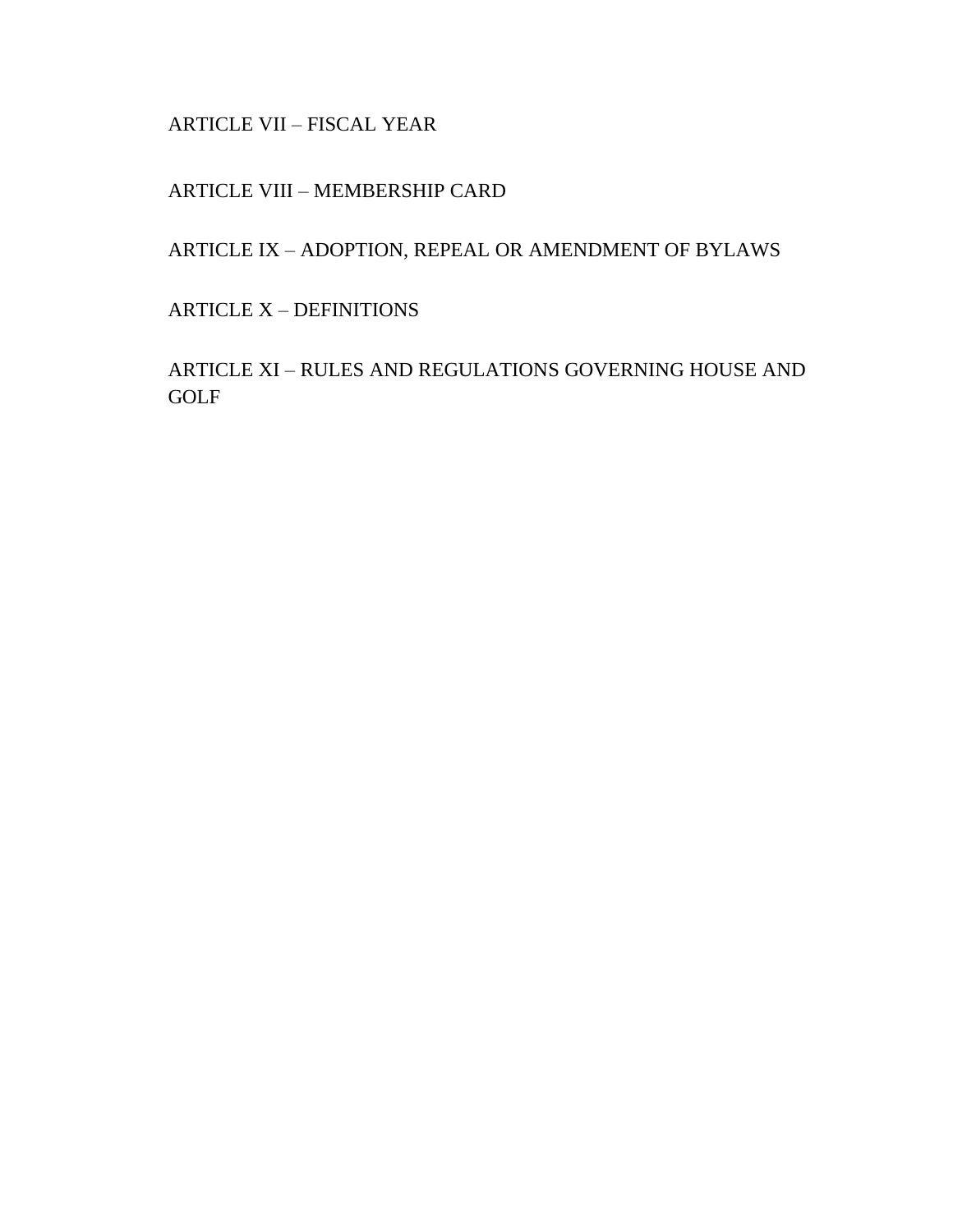ARTICLE VII – FISCAL YEAR

ARTICLE VIII – MEMBERSHIP CARD

ARTICLE IX – ADOPTION, REPEAL OR AMENDMENT OF BYLAWS

ARTICLE X – DEFINITIONS

ARTICLE XI – RULES AND REGULATIONS GOVERNING HOUSE AND GOLF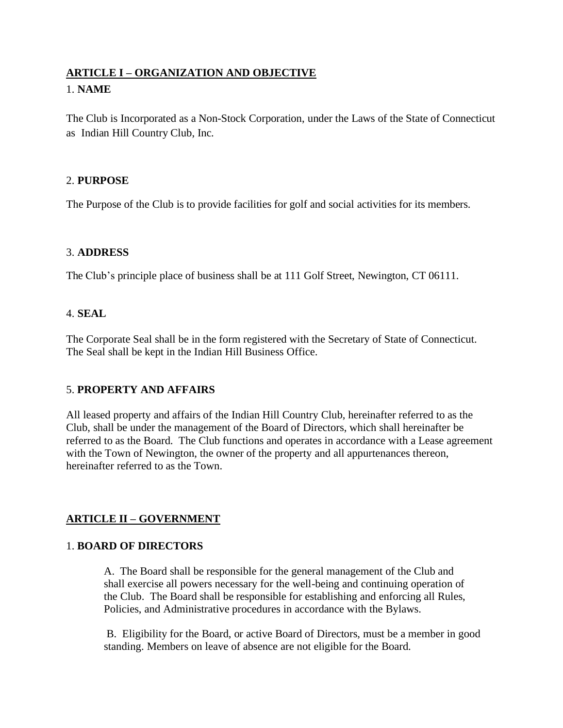## ARTICLE I – ORGANIZATION AND OBJECTIVE

1. **NAME**

The Club is Incorporated as a Non-Stock Corporation, under the Laws of the State of Connecticut as Indian Hill Country Club, Inc.

2. **PURPOSE**

The Purpose of the Club is to provide facilities for golf and social activities for its members.

3. **ADDRESS**

The Club's principle place of business shall be at 111 Golf Street, Newington, CT 06111.

4. **SEAL**

The Corporate Seal shall be in the form registered with the Secretary of State of Connecticut. The Seal shall be kept in the Indian Hill Business Office.

5. **PROPERTY AND AFFAIRS**

All leased property and affairs of the Indian Hill Country Club, hereinafter referred to as the Club, shall be under the management of the Board of Directors, which shall hereinafter be referred to as the Board. The Club functions and operates in accordance with a Lease agreement with the Town of Newington, the owner of the property and all appurtenances thereon, hereinafter referred to as the Town.

## ARTICLE II – GOVERNMENT

1. **BOARD OF DIRECTORS**

A. The Board shall be responsible for the general management of the Club and shall exercise all powers necessary for the well-being and continuing operation of the Club. The Board shall be responsible for establishing and enforcing all Rules, Policies, and Administrative procedures in accordance with the Bylaws.

B. Eligibility for the Board, or active Board of Directors, must be a member in good standing. Members on leave of absence are not eligible for the Board.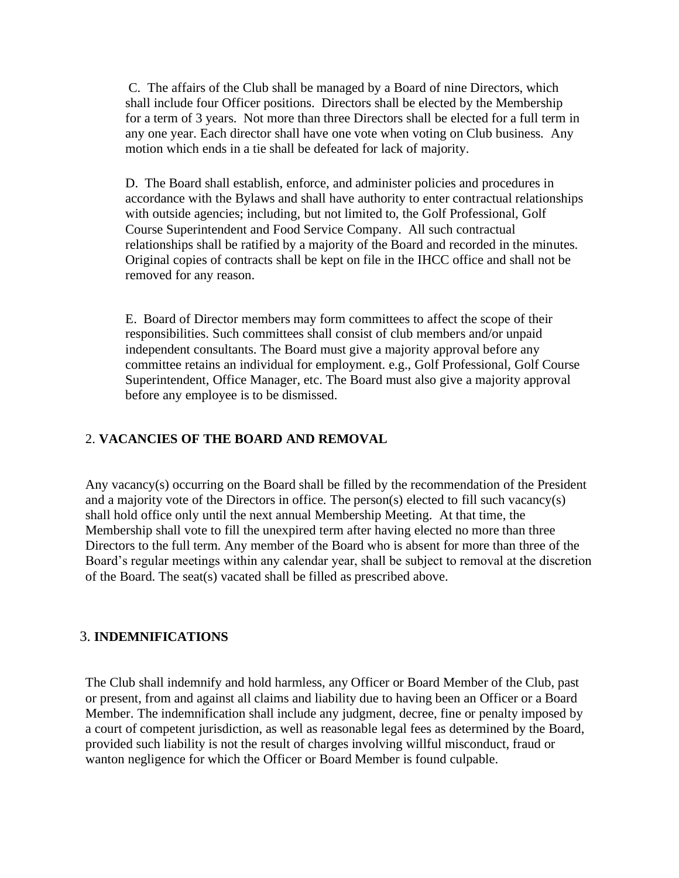C. The affairs of the Club shall be managed by a Board of nine Directors, which shall include four Officer positions. Directors shall be elected by the Membership for a term of 3 years. Not more than three Directors shall be elected for a full term in any one year. Each director shall have one vote when voting on Club business. Any motion which ends in a tie shall be defeated for lack of majority.

D. The Board shall establish, enforce, and administer policies and procedures in accordance with the Bylaws and shall have authority to enter contractual relationships with outside agencies; including, but not limited to, the Golf Professional, Golf Course Superintendent and Food Service Company. All such contractual relationships shall be ratified by a majority of the Board and recorded in the minutes. Original copies of contracts shall be kept on file in the IHCC office and shall not be removed for any reason.

E. Board of Director members may form committees to affect the scope of their responsibilities. Such committees shall consist of club members and/or unpaid independent consultants. The Board must give a majority approval before any committee retains an individual for employment. e.g., Golf Professional, Golf Course Superintendent, Office Manager, etc. The Board must also give a majority approval before any employee is to be dismissed.

## 2. **VACANCIES OF THE BOARD AND REMOVAL**

Any vacancy(s) occurring on the Board shall be filled by the recommendation of the President and a majority vote of the Directors in office. The person(s) elected to fill such vacancy(s) shall hold office only until the next annual Membership Meeting. At that time, the Membership shall vote to fill the unexpired term after having elected no more than three Directors to the full term. Any member of the Board who is absent for more than three of the Board's regular meetings within any calendar year, shall be subject to removal at the discretion of the Board. The seat(s) vacated shall be filled as prescribed above.

## 3. **INDEMNIFICATIONS**

The Club shall indemnify and hold harmless, any Officer or Board Member of the Club, past or present, from and against all claims and liability due to having been an Officer or a Board Member. The indemnification shall include any judgment, decree, fine or penalty imposed by a court of competent jurisdiction, as well as reasonable legal fees as determined by the Board, provided such liability is not the result of charges involving willful misconduct, fraud or wanton negligence for which the Officer or Board Member is found culpable.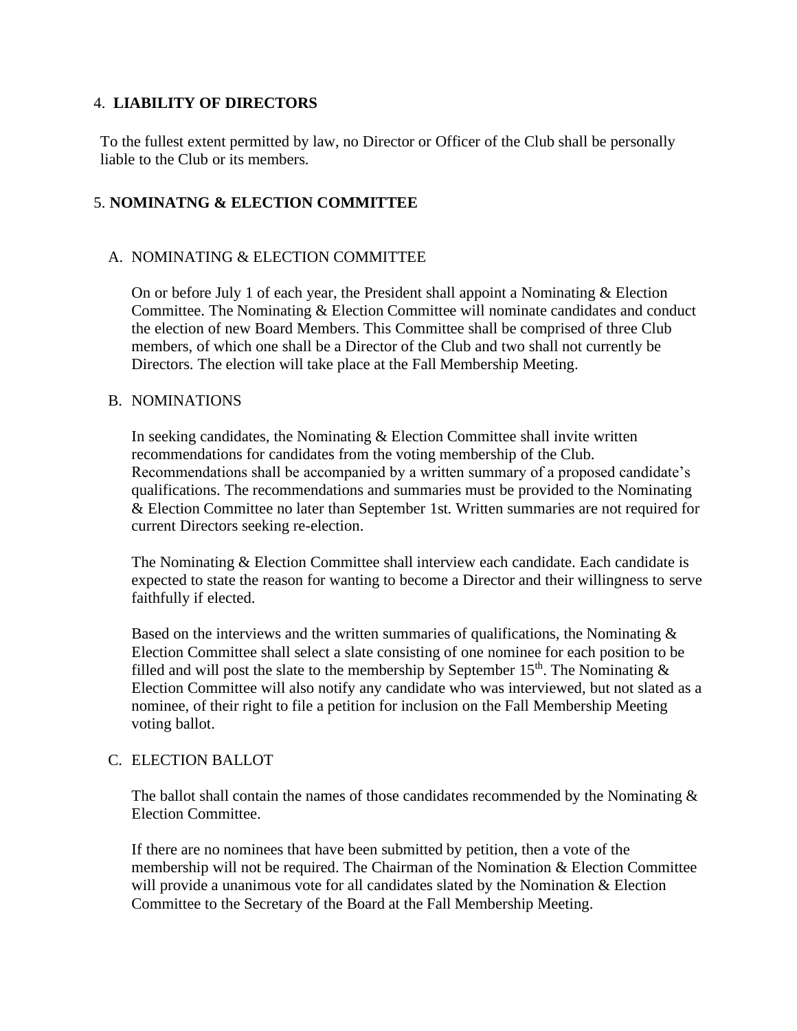## 4. LIABILITY OF DIRECTORS

To the fullest extent permitted by law, no Director or Officer of the Club shall be personally liable to the Club or its members.

## 5. NOMINATNG & ELECTION COMMITTEE

### A. NOMINATING & ELECTION COMMITTEE

On or before July 1 of each year, the President shall appoint a Nominating & Election Committee. The Nominating & Election Committee will nominate candidates and conduct the election of new Board Members. This Committee shall be comprised of three Club members, of which one shall be a Director of the Club and two shall not currently be Directors. The election will take place at the Fall Membership Meeting.

### B. NOMINATIONS

In seeking candidates, the Nominating & Election Committee shall invite written recommendations for candidates from the voting membership of the Club. Recommendations shall be accompanied by a written summary of a proposed candidate's qualifications. The recommendations and summaries must be provided to the Nominating & Election Committee no later than September 1st. Written summaries are not required for current Directors seeking re-election.

The Nominating & Election Committee shall interview each candidate. Each candidate is expected to state the reason for wanting to become a Director and their willingness to serve faithfully if elected.

Based on the interviews and the written summaries of qualifications, the Nominating & Election Committee shall select a slate consisting of one nominee for each position to be filled and will post the slate to the membership by September 15th. The Nominating & Election Committee will also notify any candidate who was interviewed, but not slated as a nominee, of their right to file a petition for inclusion on the Fall Membership Meeting voting ballot.

### C. ELECTION BALLOT

The ballot shall contain the names of those candidates recommended by the Nominating & Election Committee.

If there are no nominees that have been submitted by petition, then a vote of the membership will not be required. The Chairman of the Nomination & Election Committee will provide a unanimous vote for all candidates slated by the Nomination & Election Committee to the Secretary of the Board at the Fall Membership Meeting.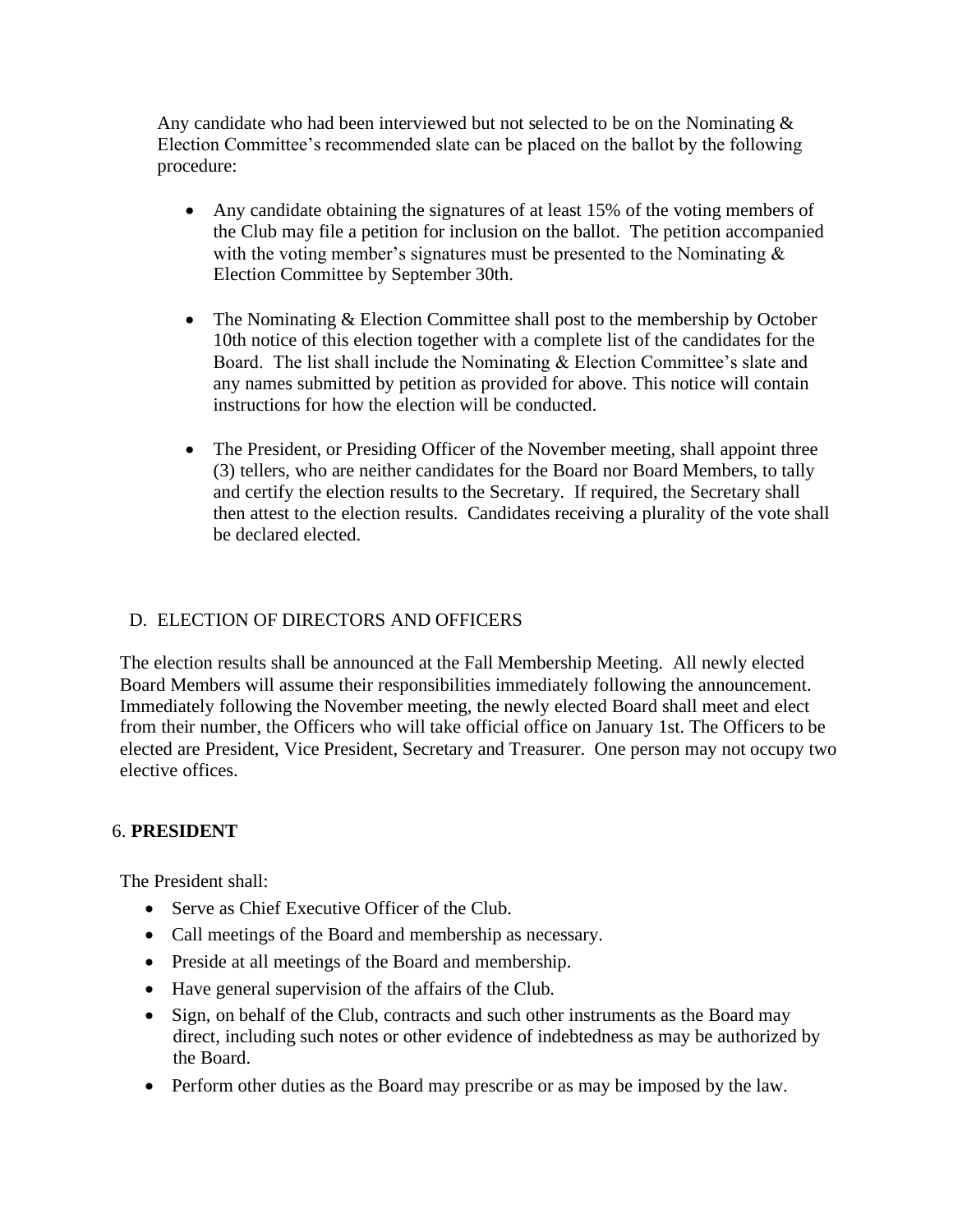Any candidate who had been interviewed but not selected to be on the Nominating & Election Committee's recommended slate can be placed on the ballot by the following procedure:

- Any candidate obtaining the signatures of at least 15% of the voting members of the Club may file a petition for inclusion on the ballot. The petition accompanied with the voting member's signatures must be presented to the Nominating & Election Committee by September 30th.
- The Nominating & Election Committee shall post to the membership by October 10th notice of this election together with a complete list of the candidates for the Board. The list shall include the Nominating & Election Committee's slate and any names submitted by petition as provided for above. This notice will contain instructions for how the election will be conducted.
- The President, or Presiding Officer of the November meeting, shall appoint three (3) tellers, who are neither candidates for the Board nor Board Members, to tally and certify the election results to the Secretary. If required, the Secretary shall then attest to the election results. Candidates receiving a plurality of the vote shall be declared elected.

### D. ELECTION OF DIRECTORS AND OFFICERS

The election results shall be announced at the Fall Membership Meeting. All newly elected Board Members will assume their responsibilities immediately following the announcement. Immediately following the November meeting, the newly elected Board shall meet and elect from their number, the Officers who will take official office on January 1st. The Officers to be elected are President, Vice President, Secretary and Treasurer. One person may not occupy two elective offices.

## 6. **PRESIDENT**

The President shall:

- Serve as Chief Executive Officer of the Club.
- Call meetings of the Board and membership as necessary.
- Preside at all meetings of the Board and membership.
- Have general supervision of the affairs of the Club.
- Sign, on behalf of the Club, contracts and such other instruments as the Board may direct, including such notes or other evidence of indebtedness as may be authorized by the Board.
- Perform other duties as the Board may prescribe or as may be imposed by the law.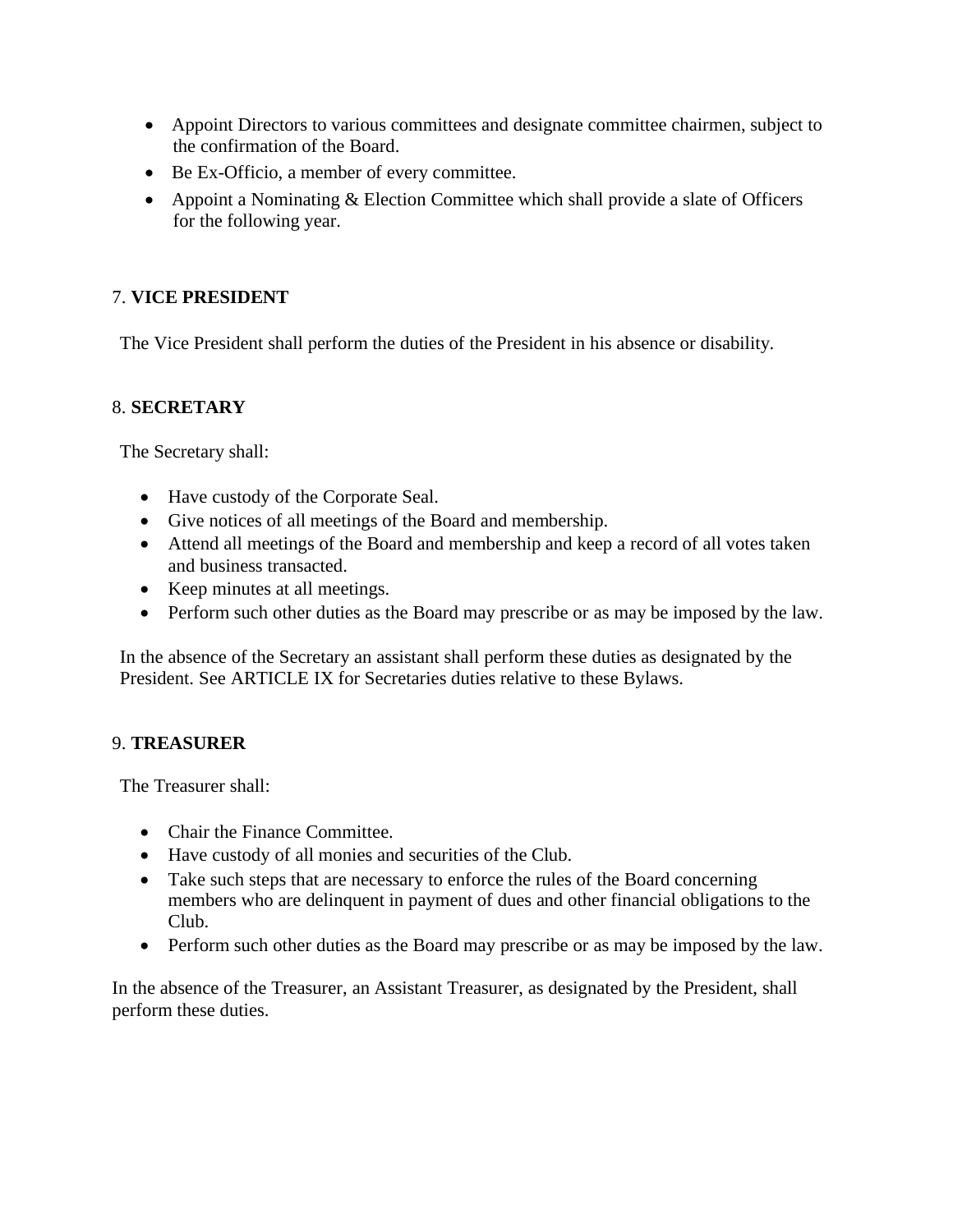- Appoint Directors to various committees and designate committee chairmen, subject to the confirmation of the Board.
- Be Ex-Officio, a member of every committee.
- Appoint a Nominating & Election Committee which shall provide a slate of Officers for the following year.

7. **VICE PRESIDENT**

The Vice President shall perform the duties of the President in his absence or disability.

8. **SECRETARY**

The Secretary shall:

- Have custody of the Corporate Seal.
- Give notices of all meetings of the Board and membership.
- Attend all meetings of the Board and membership and keep a record of all votes taken and business transacted.
- Keep minutes at all meetings.
- Perform such other duties as the Board may prescribe or as may be imposed by the law.

In the absence of the Secretary an assistant shall perform these duties as designated by the President. See ARTICLE IX for Secretaries duties relative to these Bylaws.

9. **TREASURER**

The Treasurer shall:

- Chair the Finance Committee.
- Have custody of all monies and securities of the Club.
- Take such steps that are necessary to enforce the rules of the Board concerning members who are delinquent in payment of dues and other financial obligations to the Club.
- Perform such other duties as the Board may prescribe or as may be imposed by the law.

In the absence of the Treasurer, an Assistant Treasurer, as designated by the President, shall perform these duties.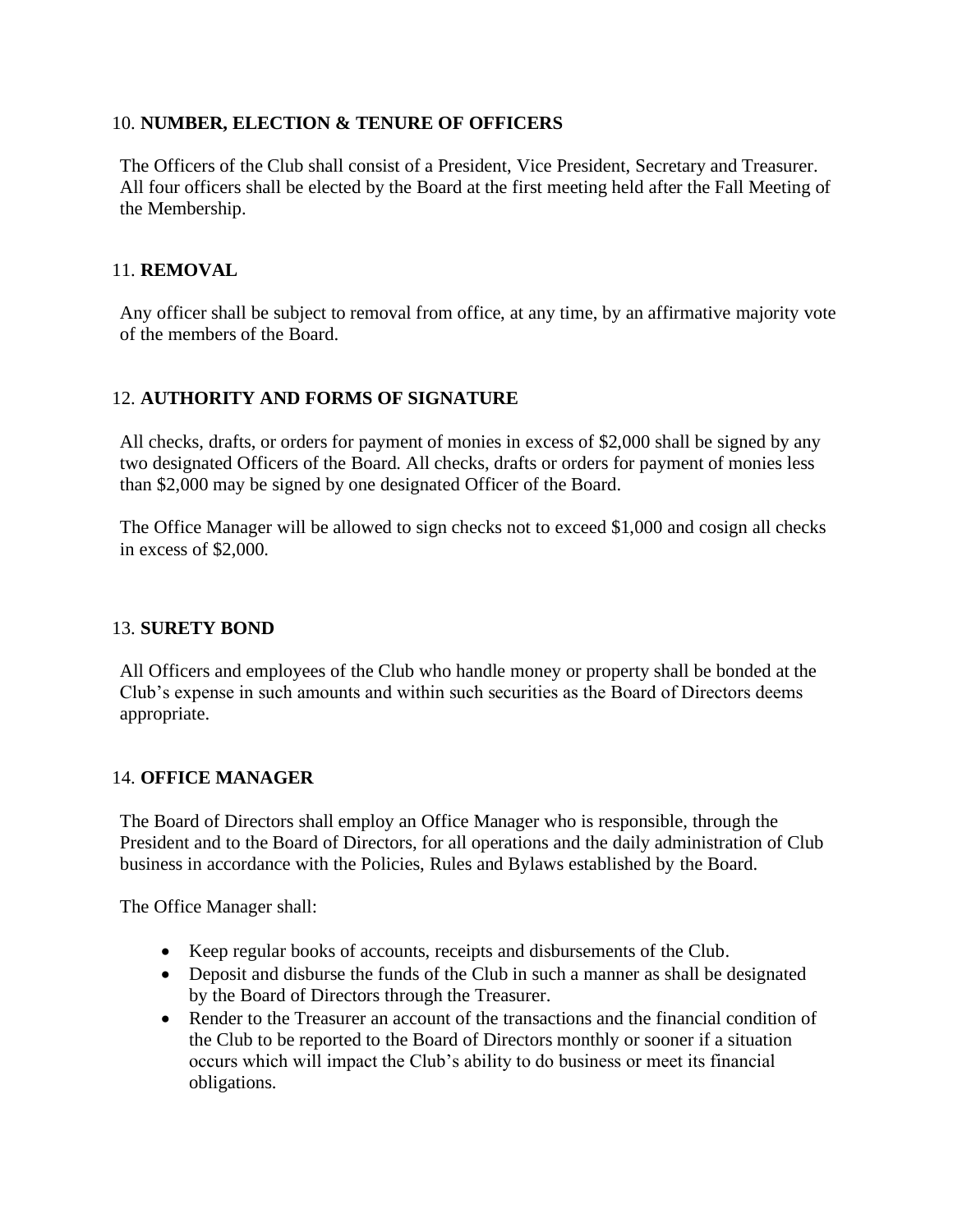## 10. **NUMBER, ELECTION & TENURE OF OFFICERS**

The Officers of the Club shall consist of a President, Vice President, Secretary and Treasurer. All four officers shall be elected by the Board at the first meeting held after the Fall Meeting of the Membership.

## 11. **REMOVAL**

Any officer shall be subject to removal from office, at any time, by an affirmative majority vote of the members of the Board.

## 12. **AUTHORITY AND FORMS OF SIGNATURE**

All checks, drafts, or orders for payment of monies in excess of $2,000 shall be signed by any two designated Officers of the Board. All checks, drafts or orders for payment of monies less than $2,000 may be signed by one designated Officer of the Board.

The Office Manager will be allowed to sign checks not to exceed $1,000 and cosign all checks in excess of $2,000.

## 13. **SURETY BOND**

All Officers and employees of the Club who handle money or property shall be bonded at the Club's expense in such amounts and within such securities as the Board of Directors deems appropriate.

## 14. **OFFICE MANAGER**

The Board of Directors shall employ an Office Manager who is responsible, through the President and to the Board of Directors, for all operations and the daily administration of Club business in accordance with the Policies, Rules and Bylaws established by the Board.

The Office Manager shall:

- Keep regular books of accounts, receipts and disbursements of the Club.
- Deposit and disburse the funds of the Club in such a manner as shall be designated by the Board of Directors through the Treasurer.
- Render to the Treasurer an account of the transactions and the financial condition of the Club to be reported to the Board of Directors monthly or sooner if a situation occurs which will impact the Club's ability to do business or meet its financial obligations.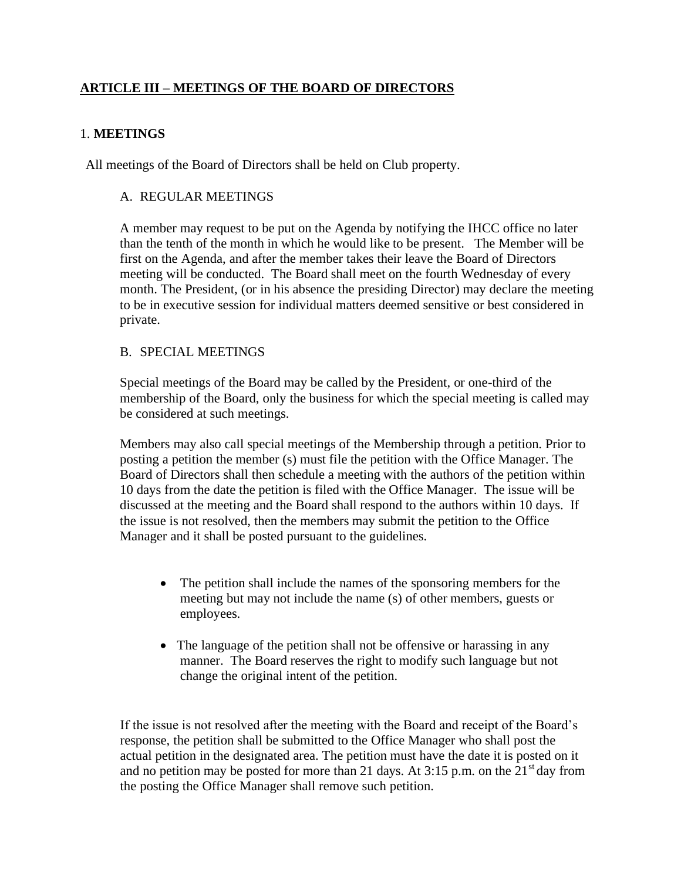## ARTICLE III – MEETINGS OF THE BOARD OF DIRECTORS

### 1. MEETINGS

All meetings of the Board of Directors shall be held on Club property.

A. REGULAR MEETINGS

A member may request to be put on the Agenda by notifying the IHCC office no later than the tenth of the month in which he would like to be present. The Member will be first on the Agenda, and after the member takes their leave the Board of Directors meeting will be conducted. The Board shall meet on the fourth Wednesday of every month. The President, (or in his absence the presiding Director) may declare the meeting to be in executive session for individual matters deemed sensitive or best considered in private.

B. SPECIAL MEETINGS

Special meetings of the Board may be called by the President, or one-third of the membership of the Board, only the business for which the special meeting is called may be considered at such meetings.

Members may also call special meetings of the Membership through a petition. Prior to posting a petition the member (s) must file the petition with the Office Manager. The Board of Directors shall then schedule a meeting with the authors of the petition within 10 days from the date the petition is filed with the Office Manager. The issue will be discussed at the meeting and the Board shall respond to the authors within 10 days. If the issue is not resolved, then the members may submit the petition to the Office Manager and it shall be posted pursuant to the guidelines.

- The petition shall include the names of the sponsoring members for the meeting but may not include the name (s) of other members, guests or employees.
- The language of the petition shall not be offensive or harassing in any manner. The Board reserves the right to modify such language but not change the original intent of the petition.

If the issue is not resolved after the meeting with the Board and receipt of the Board's response, the petition shall be submitted to the Office Manager who shall post the actual petition in the designated area. The petition must have the date it is posted on it and no petition may be posted for more than 21 days. At 3:15 p.m. on the 21st day from the posting the Office Manager shall remove such petition.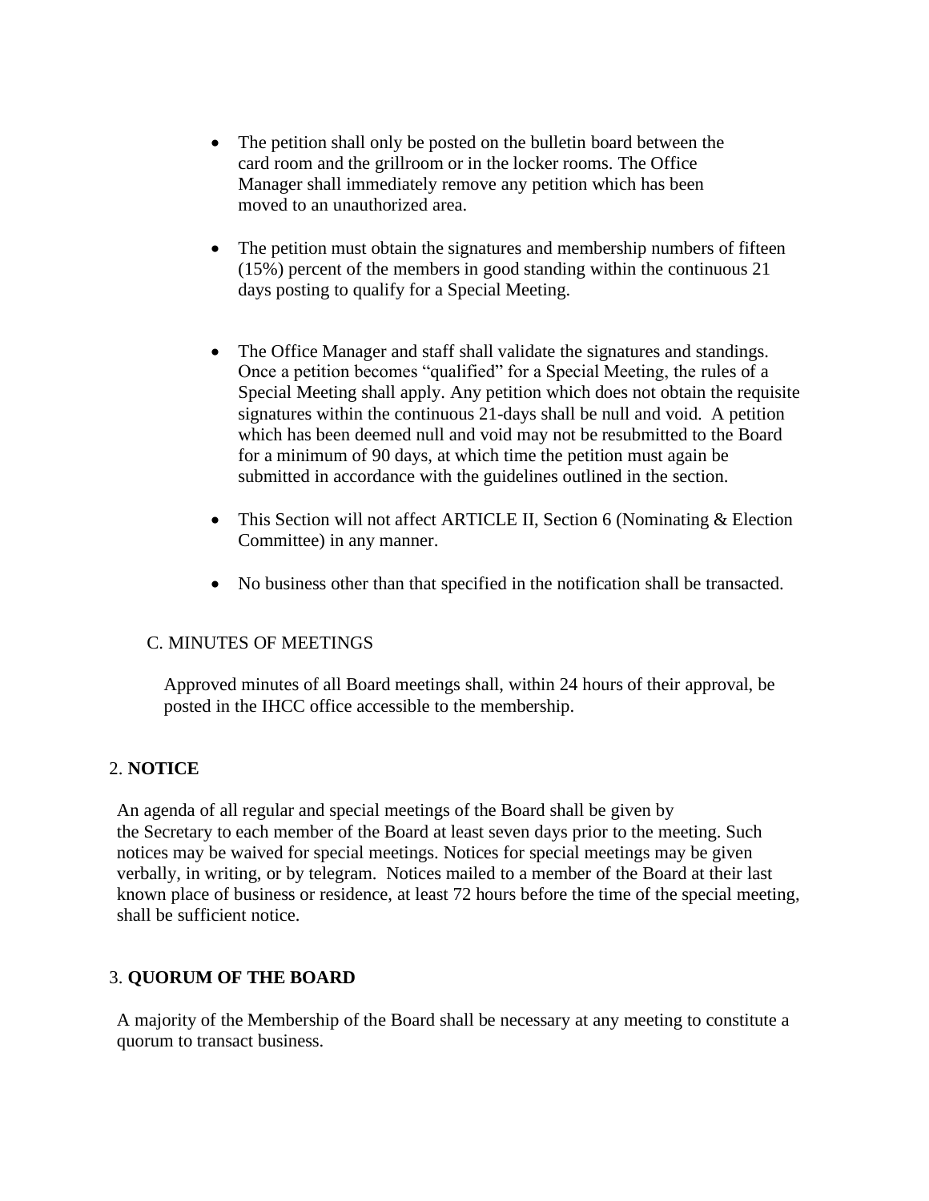- The petition shall only be posted on the bulletin board between the card room and the grillroom or in the locker rooms. The Office Manager shall immediately remove any petition which has been moved to an unauthorized area.

- The petition must obtain the signatures and membership numbers of fifteen (15%) percent of the members in good standing within the continuous 21 days posting to qualify for a Special Meeting.

- The Office Manager and staff shall validate the signatures and standings. Once a petition becomes "qualified" for a Special Meeting, the rules of a Special Meeting shall apply. Any petition which does not obtain the requisite signatures within the continuous 21-days shall be null and void. A petition which has been deemed null and void may not be resubmitted to the Board for a minimum of 90 days, at which time the petition must again be submitted in accordance with the guidelines outlined in the section.

- This Section will not affect ARTICLE II, Section 6 (Nominating & Election Committee) in any manner.

- No business other than that specified in the notification shall be transacted.

C. MINUTES OF MEETINGS

Approved minutes of all Board meetings shall, within 24 hours of their approval, be posted in the IHCC office accessible to the membership.

2. **NOTICE**

An agenda of all regular and special meetings of the Board shall be given by the Secretary to each member of the Board at least seven days prior to the meeting. Such notices may be waived for special meetings. Notices for special meetings may be given verbally, in writing, or by telegram. Notices mailed to a member of the Board at their last known place of business or residence, at least 72 hours before the time of the special meeting, shall be sufficient notice.

3. **QUORUM OF THE BOARD**

A majority of the Membership of the Board shall be necessary at any meeting to constitute a quorum to transact business.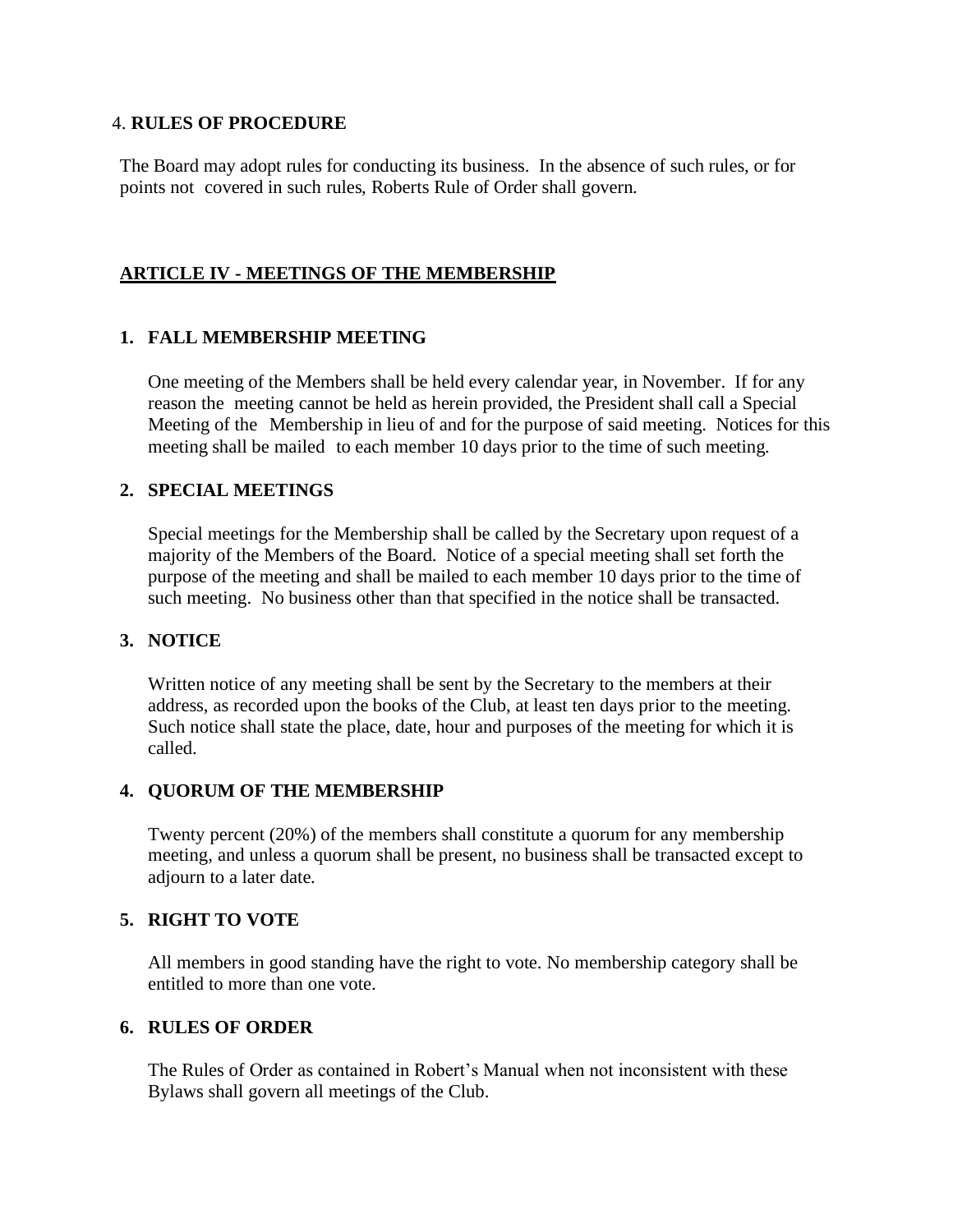### 4. RULES OF PROCEDURE

The Board may adopt rules for conducting its business. In the absence of such rules, or for points not covered in such rules, Roberts Rule of Order shall govern.

## ARTICLE IV - MEETINGS OF THE MEMBERSHIP

### 1. FALL MEMBERSHIP MEETING

One meeting of the Members shall be held every calendar year, in November. If for any reason the meeting cannot be held as herein provided, the President shall call a Special Meeting of the Membership in lieu of and for the purpose of said meeting. Notices for this meeting shall be mailed to each member 10 days prior to the time of such meeting.

### 2. SPECIAL MEETINGS

Special meetings for the Membership shall be called by the Secretary upon request of a majority of the Members of the Board. Notice of a special meeting shall set forth the purpose of the meeting and shall be mailed to each member 10 days prior to the time of such meeting. No business other than that specified in the notice shall be transacted.

### 3. NOTICE

Written notice of any meeting shall be sent by the Secretary to the members at their address, as recorded upon the books of the Club, at least ten days prior to the meeting. Such notice shall state the place, date, hour and purposes of the meeting for which it is called.

### 4. QUORUM OF THE MEMBERSHIP

Twenty percent (20%) of the members shall constitute a quorum for any membership meeting, and unless a quorum shall be present, no business shall be transacted except to adjourn to a later date.

### 5. RIGHT TO VOTE

All members in good standing have the right to vote. No membership category shall be entitled to more than one vote.

### 6. RULES OF ORDER

The Rules of Order as contained in Robert's Manual when not inconsistent with these Bylaws shall govern all meetings of the Club.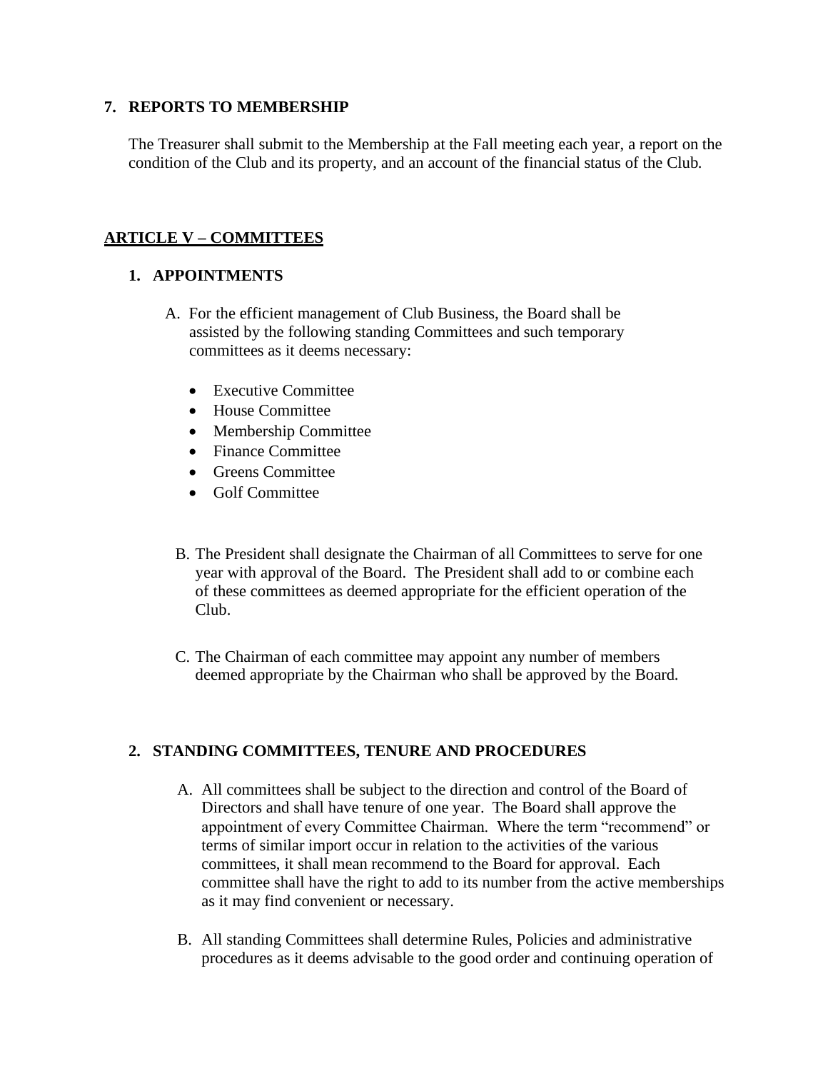**7. REPORTS TO MEMBERSHIP**

The Treasurer shall submit to the Membership at the Fall meeting each year, a report on the condition of the Club and its property, and an account of the financial status of the Club.

## ARTICLE V – COMMITTEES

**1. APPOINTMENTS**

A. For the efficient management of Club Business, the Board shall be assisted by the following standing Committees and such temporary committees as it deems necessary:

- Executive Committee
- House Committee
- Membership Committee
- Finance Committee
- Greens Committee
- Golf Committee

B. The President shall designate the Chairman of all Committees to serve for one year with approval of the Board. The President shall add to or combine each of these committees as deemed appropriate for the efficient operation of the Club.

C. The Chairman of each committee may appoint any number of members deemed appropriate by the Chairman who shall be approved by the Board.

**2. STANDING COMMITTEES, TENURE AND PROCEDURES**

A. All committees shall be subject to the direction and control of the Board of Directors and shall have tenure of one year. The Board shall approve the appointment of every Committee Chairman. Where the term "recommend" or terms of similar import occur in relation to the activities of the various committees, it shall mean recommend to the Board for approval. Each committee shall have the right to add to its number from the active memberships as it may find convenient or necessary.

B. All standing Committees shall determine Rules, Policies and administrative procedures as it deems advisable to the good order and continuing operation of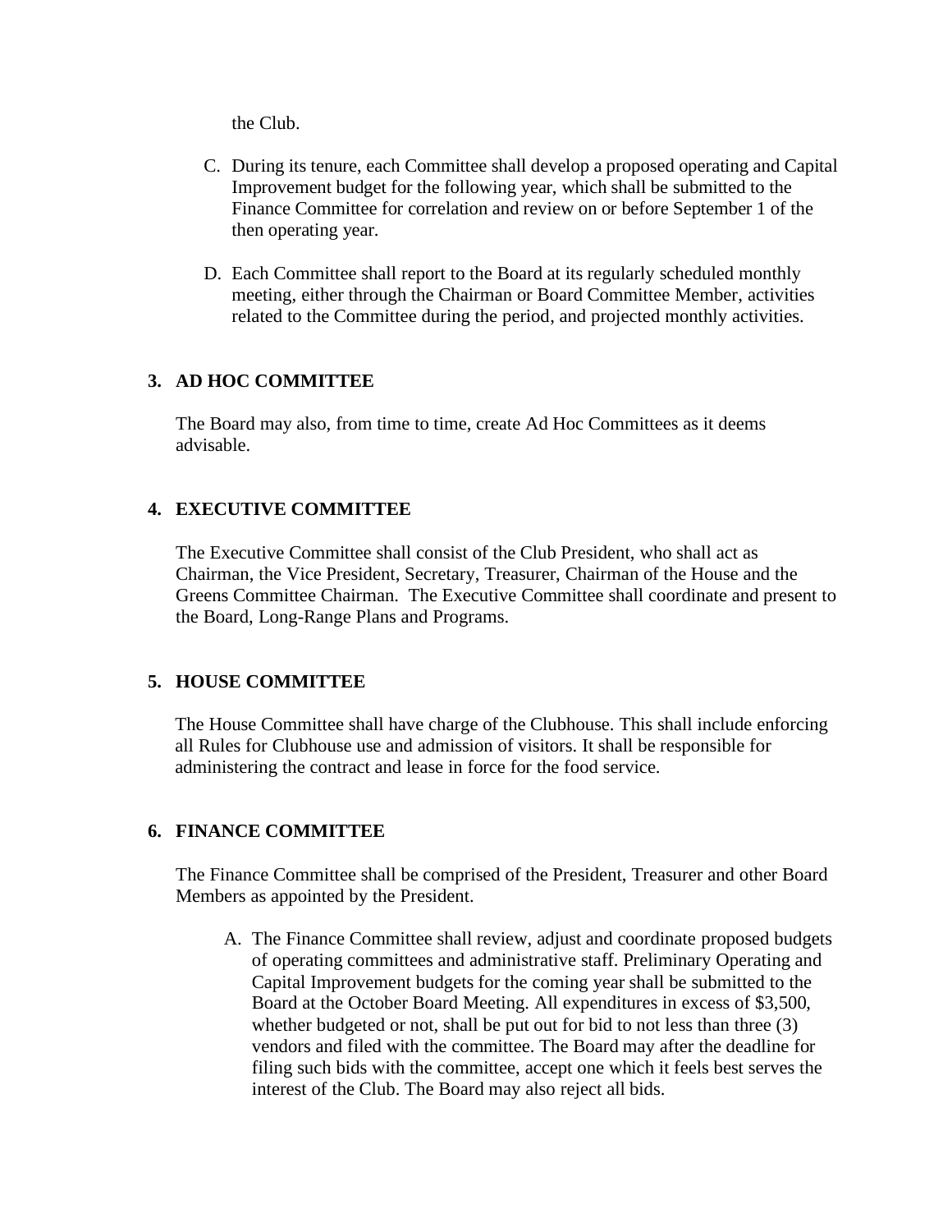the Club.

C. During its tenure, each Committee shall develop a proposed operating and Capital Improvement budget for the following year, which shall be submitted to the Finance Committee for correlation and review on or before September 1 of the then operating year.

D. Each Committee shall report to the Board at its regularly scheduled monthly meeting, either through the Chairman or Board Committee Member, activities related to the Committee during the period, and projected monthly activities.

### 3. AD HOC COMMITTEE

The Board may also, from time to time, create Ad Hoc Committees as it deems advisable.

### 4. EXECUTIVE COMMITTEE

The Executive Committee shall consist of the Club President, who shall act as Chairman, the Vice President, Secretary, Treasurer, Chairman of the House and the Greens Committee Chairman. The Executive Committee shall coordinate and present to the Board, Long-Range Plans and Programs.

### 5. HOUSE COMMITTEE

The House Committee shall have charge of the Clubhouse. This shall include enforcing all Rules for Clubhouse use and admission of visitors. It shall be responsible for administering the contract and lease in force for the food service.

### 6. FINANCE COMMITTEE

The Finance Committee shall be comprised of the President, Treasurer and other Board Members as appointed by the President.

A. The Finance Committee shall review, adjust and coordinate proposed budgets of operating committees and administrative staff. Preliminary Operating and Capital Improvement budgets for the coming year shall be submitted to the Board at the October Board Meeting. All expenditures in excess of $3,500, whether budgeted or not, shall be put out for bid to not less than three (3) vendors and filed with the committee. The Board may after the deadline for filing such bids with the committee, accept one which it feels best serves the interest of the Club. The Board may also reject all bids.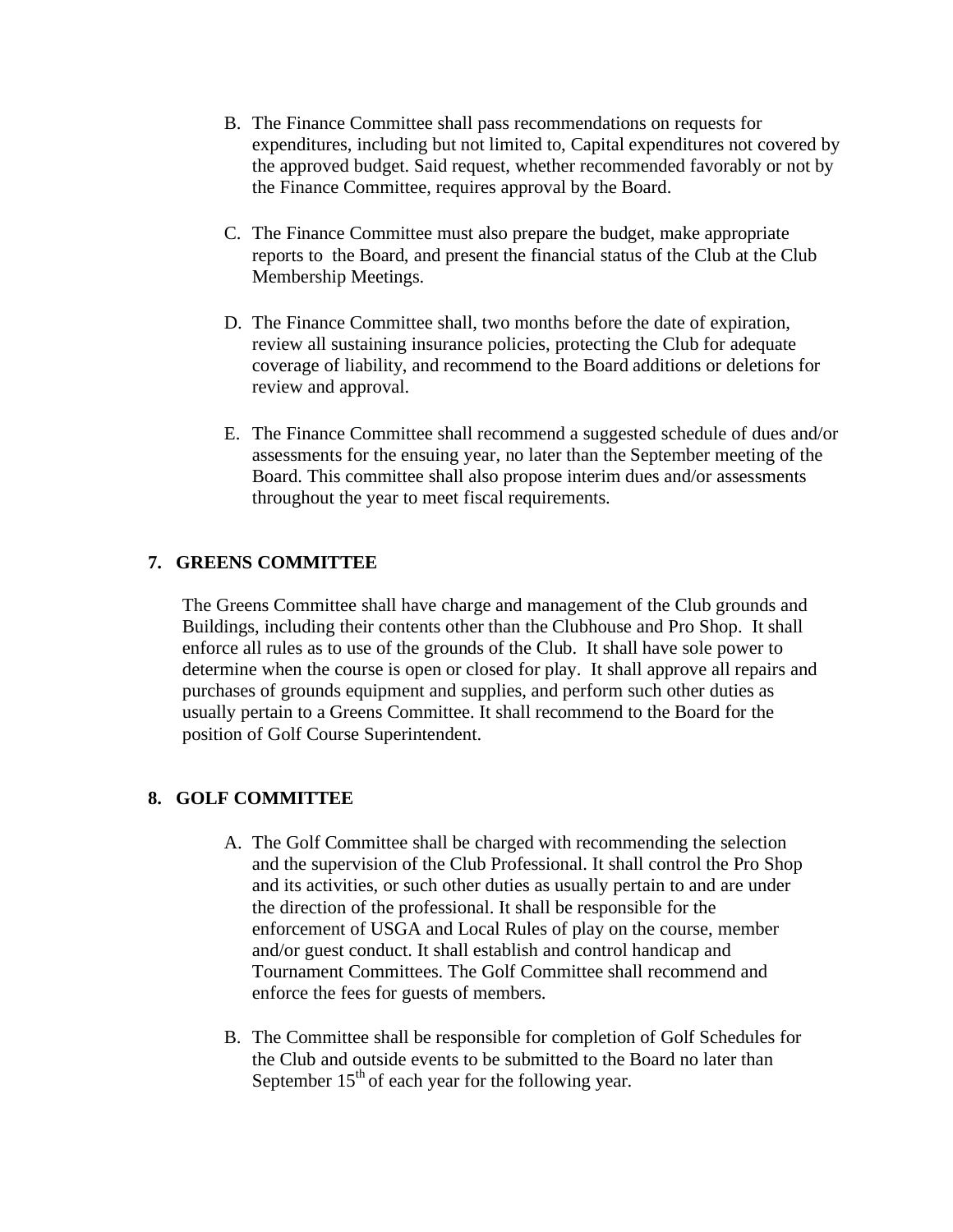B. The Finance Committee shall pass recommendations on requests for expenditures, including but not limited to, Capital expenditures not covered by the approved budget. Said request, whether recommended favorably or not by the Finance Committee, requires approval by the Board.

C. The Finance Committee must also prepare the budget, make appropriate reports to the Board, and present the financial status of the Club at the Club Membership Meetings.

D. The Finance Committee shall, two months before the date of expiration, review all sustaining insurance policies, protecting the Club for adequate coverage of liability, and recommend to the Board additions or deletions for review and approval.

E. The Finance Committee shall recommend a suggested schedule of dues and/or assessments for the ensuing year, no later than the September meeting of the Board. This committee shall also propose interim dues and/or assessments throughout the year to meet fiscal requirements.

## 7. GREENS COMMITTEE

The Greens Committee shall have charge and management of the Club grounds and Buildings, including their contents other than the Clubhouse and Pro Shop. It shall enforce all rules as to use of the grounds of the Club. It shall have sole power to determine when the course is open or closed for play. It shall approve all repairs and purchases of grounds equipment and supplies, and perform such other duties as usually pertain to a Greens Committee. It shall recommend to the Board for the position of Golf Course Superintendent.

## 8. GOLF COMMITTEE

A. The Golf Committee shall be charged with recommending the selection and the supervision of the Club Professional. It shall control the Pro Shop and its activities, or such other duties as usually pertain to and are under the direction of the professional. It shall be responsible for the enforcement of USGA and Local Rules of play on the course, member and/or guest conduct. It shall establish and control handicap and Tournament Committees. The Golf Committee shall recommend and enforce the fees for guests of members.

B. The Committee shall be responsible for completion of Golf Schedules for the Club and outside events to be submitted to the Board no later than September 15th of each year for the following year.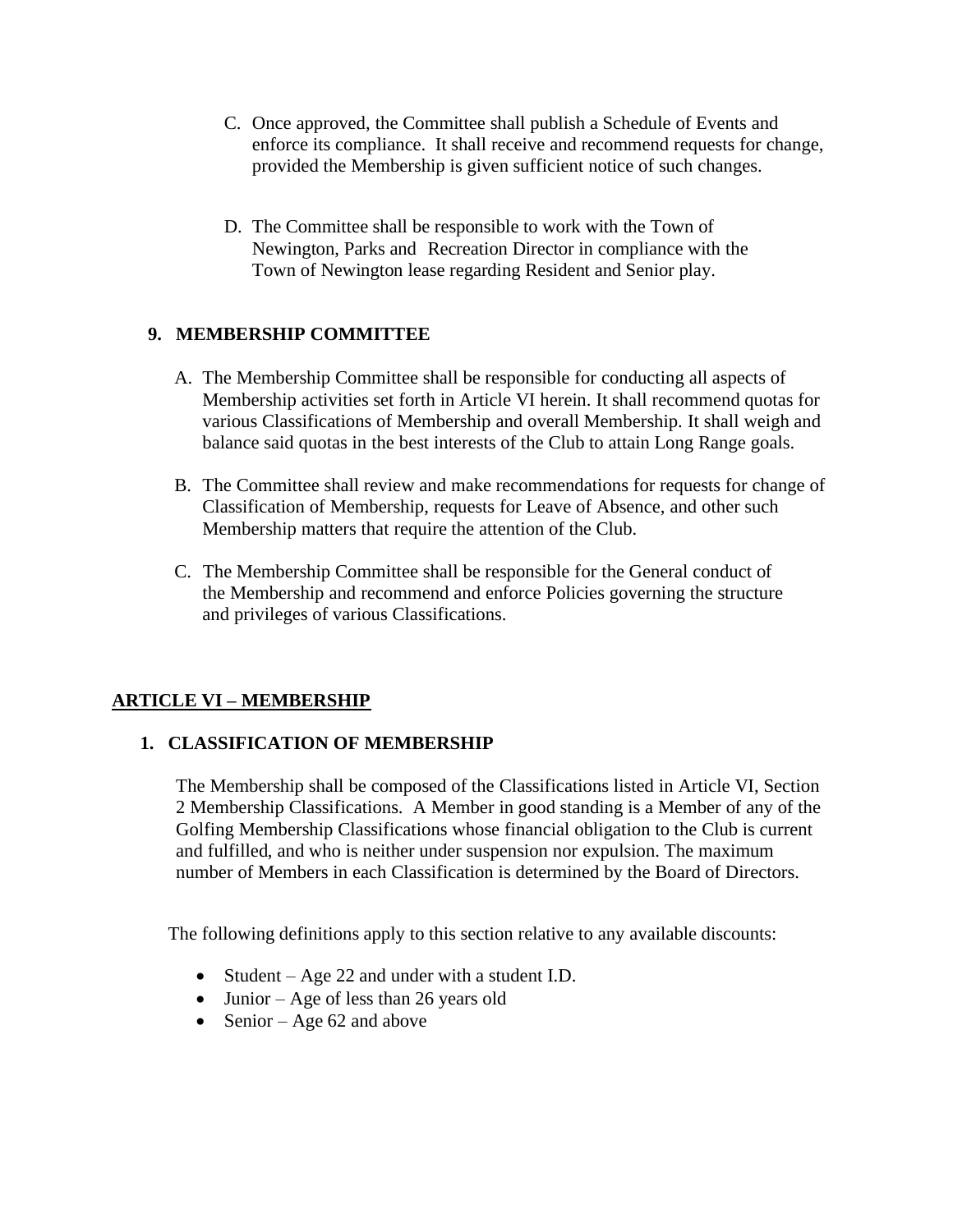C. Once approved, the Committee shall publish a Schedule of Events and enforce its compliance. It shall receive and recommend requests for change, provided the Membership is given sufficient notice of such changes.

D. The Committee shall be responsible to work with the Town of Newington, Parks and Recreation Director in compliance with the Town of Newington lease regarding Resident and Senior play.

### 9. MEMBERSHIP COMMITTEE

A. The Membership Committee shall be responsible for conducting all aspects of Membership activities set forth in Article VI herein. It shall recommend quotas for various Classifications of Membership and overall Membership. It shall weigh and balance said quotas in the best interests of the Club to attain Long Range goals.

B. The Committee shall review and make recommendations for requests for change of Classification of Membership, requests for Leave of Absence, and other such Membership matters that require the attention of the Club.

C. The Membership Committee shall be responsible for the General conduct of the Membership and recommend and enforce Policies governing the structure and privileges of various Classifications.

## ARTICLE VI – MEMBERSHIP

### 1. CLASSIFICATION OF MEMBERSHIP

The Membership shall be composed of the Classifications listed in Article VI, Section 2 Membership Classifications. A Member in good standing is a Member of any of the Golfing Membership Classifications whose financial obligation to the Club is current and fulfilled, and who is neither under suspension nor expulsion. The maximum number of Members in each Classification is determined by the Board of Directors.

The following definitions apply to this section relative to any available discounts:

- Student – Age 22 and under with a student I.D.
- Junior – Age of less than 26 years old
- Senior – Age 62 and above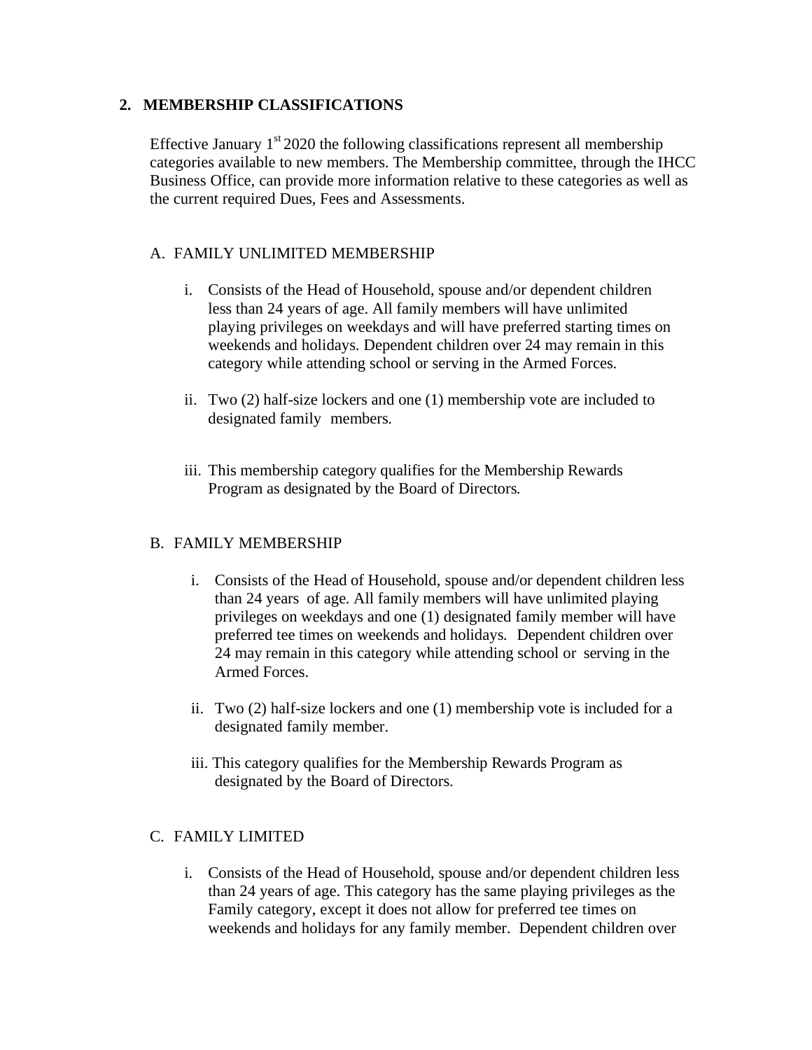## 2. MEMBERSHIP CLASSIFICATIONS

Effective January 1st 2020 the following classifications represent all membership categories available to new members. The Membership committee, through the IHCC Business Office, can provide more information relative to these categories as well as the current required Dues, Fees and Assessments.

### A. FAMILY UNLIMITED MEMBERSHIP

i. Consists of the Head of Household, spouse and/or dependent children less than 24 years of age. All family members will have unlimited playing privileges on weekdays and will have preferred starting times on weekends and holidays. Dependent children over 24 may remain in this category while attending school or serving in the Armed Forces.

ii. Two (2) half-size lockers and one (1) membership vote are included to designated family members.

iii. This membership category qualifies for the Membership Rewards Program as designated by the Board of Directors.

### B. FAMILY MEMBERSHIP

i. Consists of the Head of Household, spouse and/or dependent children less than 24 years of age. All family members will have unlimited playing privileges on weekdays and one (1) designated family member will have preferred tee times on weekends and holidays. Dependent children over 24 may remain in this category while attending school or serving in the Armed Forces.

ii. Two (2) half-size lockers and one (1) membership vote is included for a designated family member.

iii. This category qualifies for the Membership Rewards Program as designated by the Board of Directors.

### C. FAMILY LIMITED

i. Consists of the Head of Household, spouse and/or dependent children less than 24 years of age. This category has the same playing privileges as the Family category, except it does not allow for preferred tee times on weekends and holidays for any family member. Dependent children over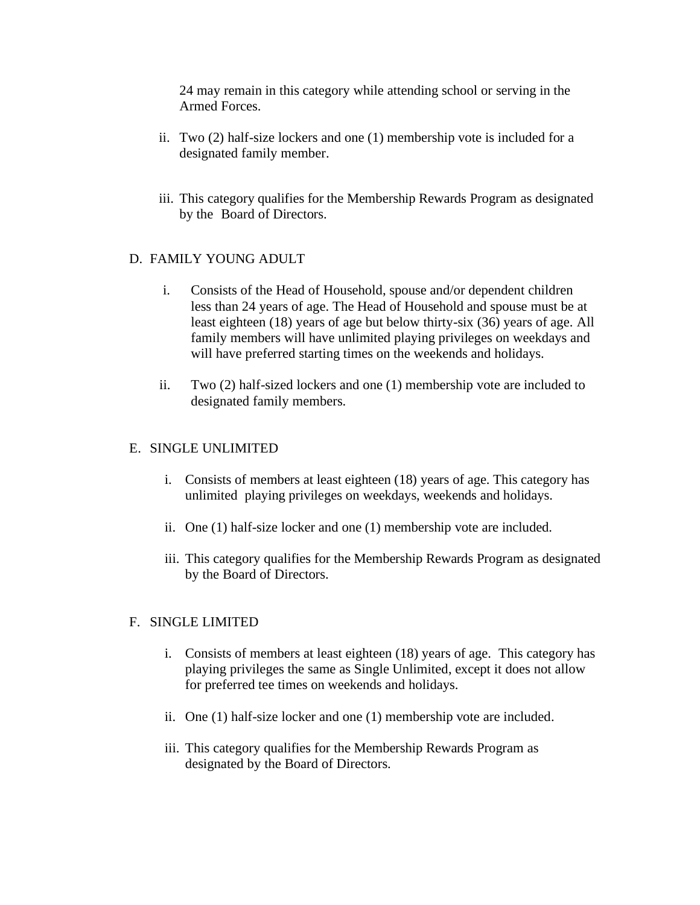24 may remain in this category while attending school or serving in the Armed Forces.

ii. Two (2) half-size lockers and one (1) membership vote is included for a designated family member.

iii. This category qualifies for the Membership Rewards Program as designated by the Board of Directors.

D. FAMILY YOUNG ADULT

i. Consists of the Head of Household, spouse and/or dependent children less than 24 years of age. The Head of Household and spouse must be at least eighteen (18) years of age but below thirty-six (36) years of age. All family members will have unlimited playing privileges on weekdays and will have preferred starting times on the weekends and holidays.

ii. Two (2) half-sized lockers and one (1) membership vote are included to designated family members.

E. SINGLE UNLIMITED

i. Consists of members at least eighteen (18) years of age. This category has unlimited playing privileges on weekdays, weekends and holidays.

ii. One (1) half-size locker and one (1) membership vote are included.

iii. This category qualifies for the Membership Rewards Program as designated by the Board of Directors.

F. SINGLE LIMITED

i. Consists of members at least eighteen (18) years of age. This category has playing privileges the same as Single Unlimited, except it does not allow for preferred tee times on weekends and holidays.

ii. One (1) half-size locker and one (1) membership vote are included.

iii. This category qualifies for the Membership Rewards Program as designated by the Board of Directors.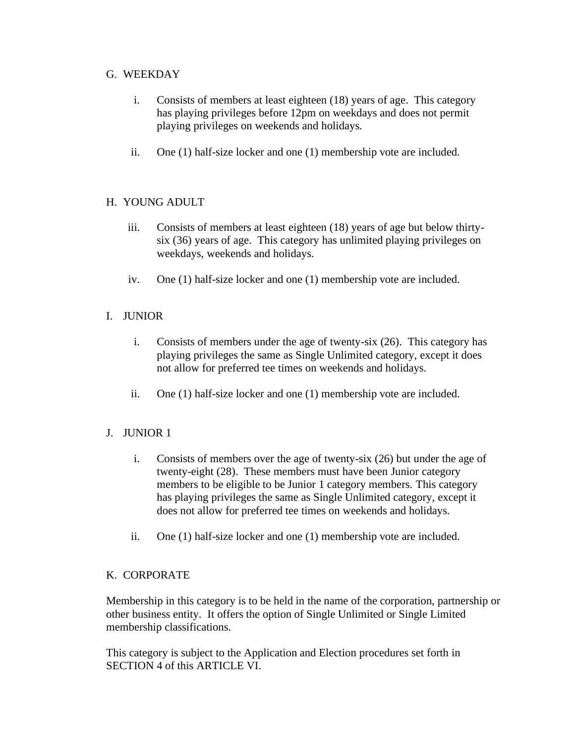G. WEEKDAY

i. Consists of members at least eighteen (18) years of age. This category has playing privileges before 12pm on weekdays and does not permit playing privileges on weekends and holidays.

ii. One (1) half-size locker and one (1) membership vote are included.

H. YOUNG ADULT

iii. Consists of members at least eighteen (18) years of age but below thirty-six (36) years of age. This category has unlimited playing privileges on weekdays, weekends and holidays.

iv. One (1) half-size locker and one (1) membership vote are included.

I. JUNIOR

i. Consists of members under the age of twenty-six (26). This category has playing privileges the same as Single Unlimited category, except it does not allow for preferred tee times on weekends and holidays.

ii. One (1) half-size locker and one (1) membership vote are included.

J. JUNIOR 1

i. Consists of members over the age of twenty-six (26) but under the age of twenty-eight (28). These members must have been Junior category members to be eligible to be Junior 1 category members. This category has playing privileges the same as Single Unlimited category, except it does not allow for preferred tee times on weekends and holidays.

ii. One (1) half-size locker and one (1) membership vote are included.

K. CORPORATE

Membership in this category is to be held in the name of the corporation, partnership or other business entity. It offers the option of Single Unlimited or Single Limited membership classifications.

This category is subject to the Application and Election procedures set forth in SECTION 4 of this ARTICLE VI.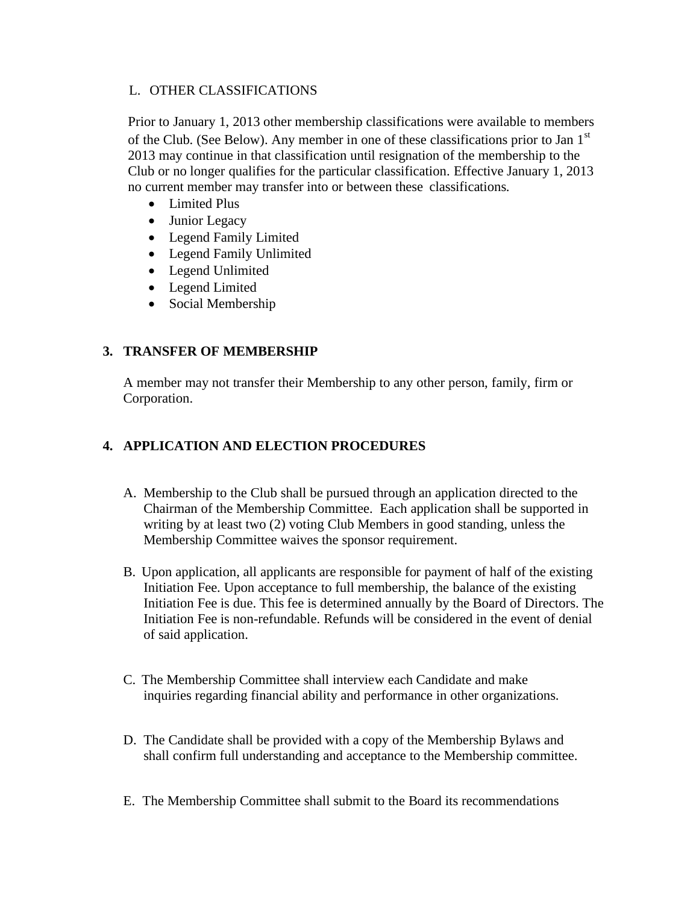L. OTHER CLASSIFICATIONS

Prior to January 1, 2013 other membership classifications were available to members of the Club. (See Below). Any member in one of these classifications prior to Jan 1st 2013 may continue in that classification until resignation of the membership to the Club or no longer qualifies for the particular classification. Effective January 1, 2013 no current member may transfer into or between these classifications.

- Limited Plus
- Junior Legacy
- Legend Family Limited
- Legend Family Unlimited
- Legend Unlimited
- Legend Limited
- Social Membership

## 3. TRANSFER OF MEMBERSHIP

A member may not transfer their Membership to any other person, family, firm or Corporation.

## 4. APPLICATION AND ELECTION PROCEDURES

A. Membership to the Club shall be pursued through an application directed to the Chairman of the Membership Committee. Each application shall be supported in writing by at least two (2) voting Club Members in good standing, unless the Membership Committee waives the sponsor requirement.

B. Upon application, all applicants are responsible for payment of half of the existing Initiation Fee. Upon acceptance to full membership, the balance of the existing Initiation Fee is due. This fee is determined annually by the Board of Directors. The Initiation Fee is non-refundable. Refunds will be considered in the event of denial of said application.

C. The Membership Committee shall interview each Candidate and make inquiries regarding financial ability and performance in other organizations.

D. The Candidate shall be provided with a copy of the Membership Bylaws and shall confirm full understanding and acceptance to the Membership committee.

E. The Membership Committee shall submit to the Board its recommendations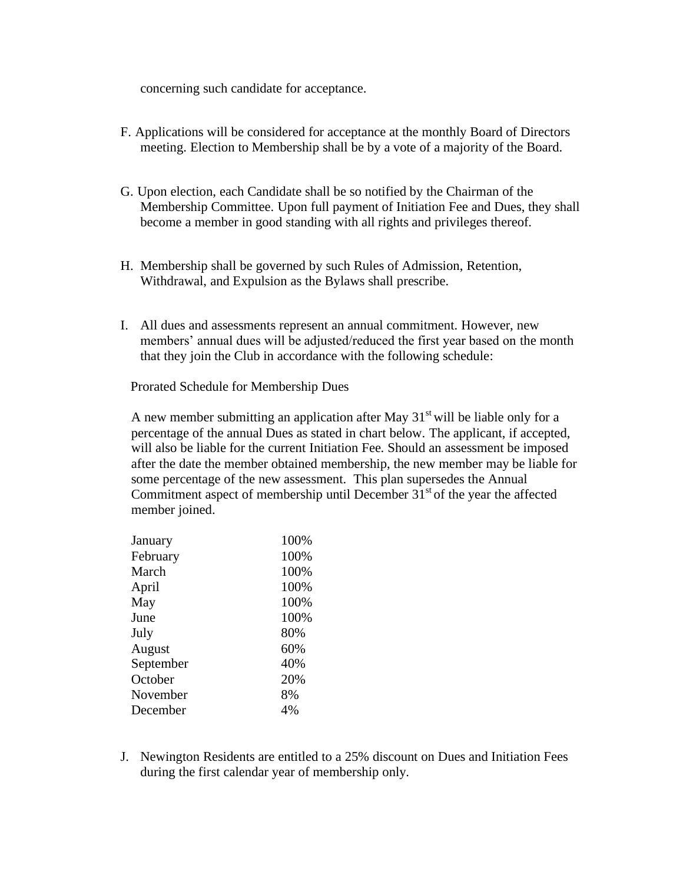concerning such candidate for acceptance.

F. Applications will be considered for acceptance at the monthly Board of Directors meeting. Election to Membership shall be by a vote of a majority of the Board.

G. Upon election, each Candidate shall be so notified by the Chairman of the Membership Committee. Upon full payment of Initiation Fee and Dues, they shall become a member in good standing with all rights and privileges thereof.

H. Membership shall be governed by such Rules of Admission, Retention, Withdrawal, and Expulsion as the Bylaws shall prescribe.

I. All dues and assessments represent an annual commitment. However, new members' annual dues will be adjusted/reduced the first year based on the month that they join the Club in accordance with the following schedule:

Prorated Schedule for Membership Dues

A new member submitting an application after May 31st will be liable only for a percentage of the annual Dues as stated in chart below. The applicant, if accepted, will also be liable for the current Initiation Fee. Should an assessment be imposed after the date the member obtained membership, the new member may be liable for some percentage of the new assessment. This plan supersedes the Annual Commitment aspect of membership until December 31st of the year the affected member joined.

| Month | Percentage |
|---|---|
| January | 100% |
| February | 100% |
| March | 100% |
| April | 100% |
| May | 100% |
| June | 100% |
| July | 80% |
| August | 60% |
| September | 40% |
| October | 20% |
| November | 8% |
| December | 4% |

J. Newington Residents are entitled to a 25% discount on Dues and Initiation Fees during the first calendar year of membership only.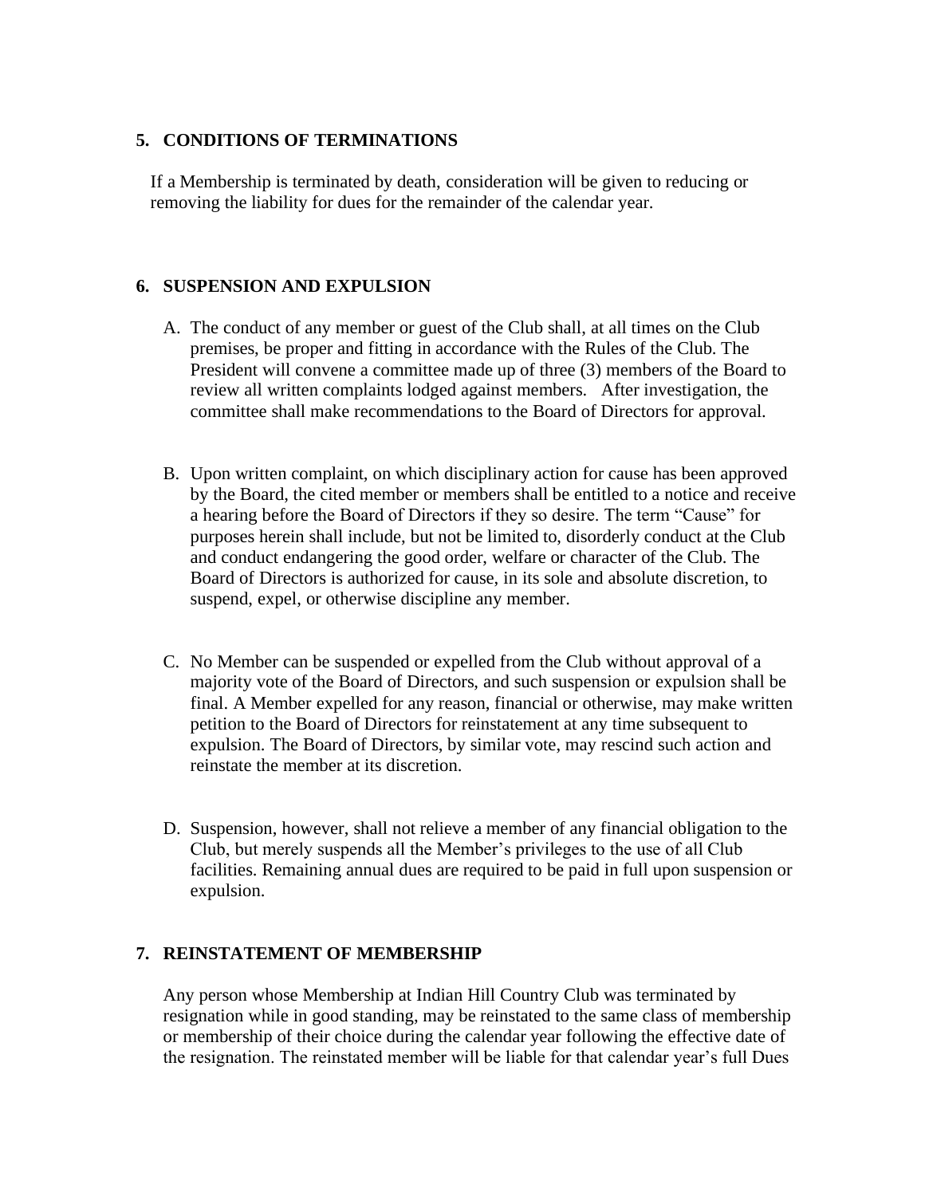## 5. CONDITIONS OF TERMINATIONS

If a Membership is terminated by death, consideration will be given to reducing or removing the liability for dues for the remainder of the calendar year.

## 6. SUSPENSION AND EXPULSION

A. The conduct of any member or guest of the Club shall, at all times on the Club premises, be proper and fitting in accordance with the Rules of the Club. The President will convene a committee made up of three (3) members of the Board to review all written complaints lodged against members. After investigation, the committee shall make recommendations to the Board of Directors for approval.

B. Upon written complaint, on which disciplinary action for cause has been approved by the Board, the cited member or members shall be entitled to a notice and receive a hearing before the Board of Directors if they so desire. The term "Cause" for purposes herein shall include, but not be limited to, disorderly conduct at the Club and conduct endangering the good order, welfare or character of the Club. The Board of Directors is authorized for cause, in its sole and absolute discretion, to suspend, expel, or otherwise discipline any member.

C. No Member can be suspended or expelled from the Club without approval of a majority vote of the Board of Directors, and such suspension or expulsion shall be final. A Member expelled for any reason, financial or otherwise, may make written petition to the Board of Directors for reinstatement at any time subsequent to expulsion. The Board of Directors, by similar vote, may rescind such action and reinstate the member at its discretion.

D. Suspension, however, shall not relieve a member of any financial obligation to the Club, but merely suspends all the Member's privileges to the use of all Club facilities. Remaining annual dues are required to be paid in full upon suspension or expulsion.

## 7. REINSTATEMENT OF MEMBERSHIP

Any person whose Membership at Indian Hill Country Club was terminated by resignation while in good standing, may be reinstated to the same class of membership or membership of their choice during the calendar year following the effective date of the resignation. The reinstated member will be liable for that calendar year's full Dues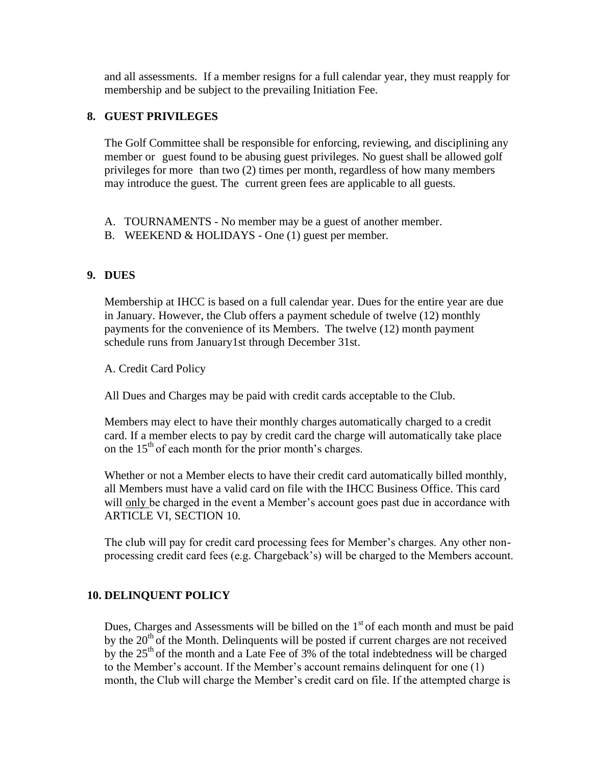and all assessments. If a member resigns for a full calendar year, they must reapply for membership and be subject to the prevailing Initiation Fee.

**8. GUEST PRIVILEGES**

The Golf Committee shall be responsible for enforcing, reviewing, and disciplining any member or guest found to be abusing guest privileges. No guest shall be allowed golf privileges for more than two (2) times per month, regardless of how many members may introduce the guest. The current green fees are applicable to all guests.

A. TOURNAMENTS - No member may be a guest of another member.
B. WEEKEND & HOLIDAYS - One (1) guest per member.

**9. DUES**

Membership at IHCC is based on a full calendar year. Dues for the entire year are due in January. However, the Club offers a payment schedule of twelve (12) monthly payments for the convenience of its Members. The twelve (12) month payment schedule runs from January1st through December 31st.

A. Credit Card Policy

All Dues and Charges may be paid with credit cards acceptable to the Club.

Members may elect to have their monthly charges automatically charged to a credit card. If a member elects to pay by credit card the charge will automatically take place on the 15th of each month for the prior month's charges.

Whether or not a Member elects to have their credit card automatically billed monthly, all Members must have a valid card on file with the IHCC Business Office. This card will only be charged in the event a Member's account goes past due in accordance with ARTICLE VI, SECTION 10.

The club will pay for credit card processing fees for Member's charges. Any other non-processing credit card fees (e.g. Chargeback's) will be charged to the Members account.

**10. DELINQUENT POLICY**

Dues, Charges and Assessments will be billed on the 1st of each month and must be paid by the 20th of the Month. Delinquents will be posted if current charges are not received by the 25th of the month and a Late Fee of 3% of the total indebtedness will be charged to the Member's account. If the Member's account remains delinquent for one (1) month, the Club will charge the Member's credit card on file. If the attempted charge is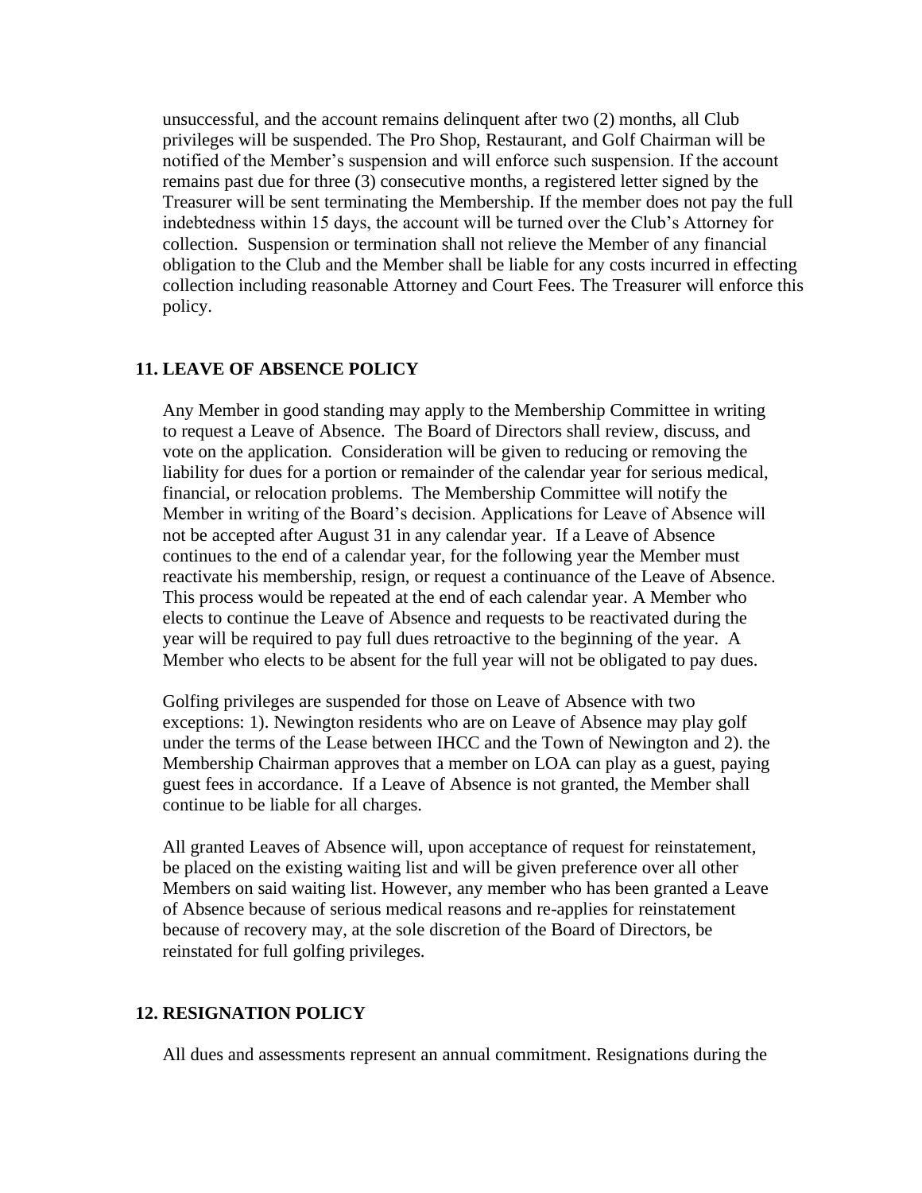unsuccessful, and the account remains delinquent after two (2) months, all Club privileges will be suspended. The Pro Shop, Restaurant, and Golf Chairman will be notified of the Member's suspension and will enforce such suspension. If the account remains past due for three (3) consecutive months, a registered letter signed by the Treasurer will be sent terminating the Membership. If the member does not pay the full indebtedness within 15 days, the account will be turned over the Club's Attorney for collection. Suspension or termination shall not relieve the Member of any financial obligation to the Club and the Member shall be liable for any costs incurred in effecting collection including reasonable Attorney and Court Fees. The Treasurer will enforce this policy.

## 11. LEAVE OF ABSENCE POLICY

Any Member in good standing may apply to the Membership Committee in writing to request a Leave of Absence. The Board of Directors shall review, discuss, and vote on the application. Consideration will be given to reducing or removing the liability for dues for a portion or remainder of the calendar year for serious medical, financial, or relocation problems. The Membership Committee will notify the Member in writing of the Board's decision. Applications for Leave of Absence will not be accepted after August 31 in any calendar year. If a Leave of Absence continues to the end of a calendar year, for the following year the Member must reactivate his membership, resign, or request a continuance of the Leave of Absence. This process would be repeated at the end of each calendar year. A Member who elects to continue the Leave of Absence and requests to be reactivated during the year will be required to pay full dues retroactive to the beginning of the year. A Member who elects to be absent for the full year will not be obligated to pay dues.

Golfing privileges are suspended for those on Leave of Absence with two exceptions: 1). Newington residents who are on Leave of Absence may play golf under the terms of the Lease between IHCC and the Town of Newington and 2). the Membership Chairman approves that a member on LOA can play as a guest, paying guest fees in accordance. If a Leave of Absence is not granted, the Member shall continue to be liable for all charges.

All granted Leaves of Absence will, upon acceptance of request for reinstatement, be placed on the existing waiting list and will be given preference over all other Members on said waiting list. However, any member who has been granted a Leave of Absence because of serious medical reasons and re-applies for reinstatement because of recovery may, at the sole discretion of the Board of Directors, be reinstated for full golfing privileges.

## 12. RESIGNATION POLICY

All dues and assessments represent an annual commitment. Resignations during the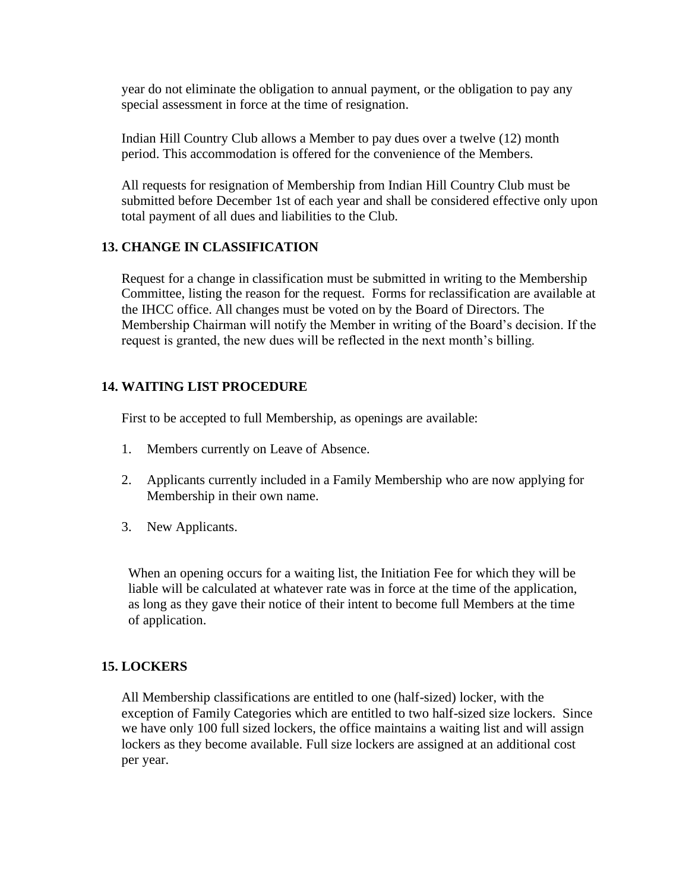year do not eliminate the obligation to annual payment, or the obligation to pay any special assessment in force at the time of resignation.

Indian Hill Country Club allows a Member to pay dues over a twelve (12) month period. This accommodation is offered for the convenience of the Members.

All requests for resignation of Membership from Indian Hill Country Club must be submitted before December 1st of each year and shall be considered effective only upon total payment of all dues and liabilities to the Club.

**13. CHANGE IN CLASSIFICATION**

Request for a change in classification must be submitted in writing to the Membership Committee, listing the reason for the request. Forms for reclassification are available at the IHCC office. All changes must be voted on by the Board of Directors. The Membership Chairman will notify the Member in writing of the Board's decision. If the request is granted, the new dues will be reflected in the next month's billing.

**14. WAITING LIST PROCEDURE**

First to be accepted to full Membership, as openings are available:

1. Members currently on Leave of Absence.
2. Applicants currently included in a Family Membership who are now applying for Membership in their own name.
3. New Applicants.

When an opening occurs for a waiting list, the Initiation Fee for which they will be liable will be calculated at whatever rate was in force at the time of the application, as long as they gave their notice of their intent to become full Members at the time of application.

**15. LOCKERS**

All Membership classifications are entitled to one (half-sized) locker, with the exception of Family Categories which are entitled to two half-sized size lockers. Since we have only 100 full sized lockers, the office maintains a waiting list and will assign lockers as they become available. Full size lockers are assigned at an additional cost per year.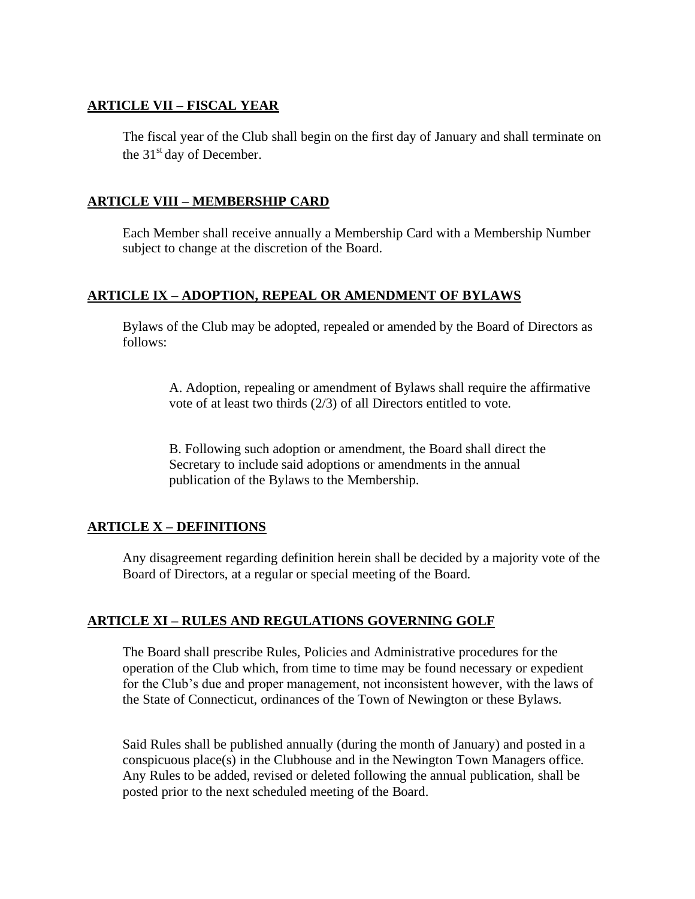**ARTICLE VII – FISCAL YEAR**

The fiscal year of the Club shall begin on the first day of January and shall terminate on the 31st day of December.

**ARTICLE VIII – MEMBERSHIP CARD**

Each Member shall receive annually a Membership Card with a Membership Number subject to change at the discretion of the Board.

**ARTICLE IX – ADOPTION, REPEAL OR AMENDMENT OF BYLAWS**

Bylaws of the Club may be adopted, repealed or amended by the Board of Directors as follows:

A. Adoption, repealing or amendment of Bylaws shall require the affirmative vote of at least two thirds (2/3) of all Directors entitled to vote.

B. Following such adoption or amendment, the Board shall direct the Secretary to include said adoptions or amendments in the annual publication of the Bylaws to the Membership.

**ARTICLE X – DEFINITIONS**

Any disagreement regarding definition herein shall be decided by a majority vote of the Board of Directors, at a regular or special meeting of the Board.

**ARTICLE XI – RULES AND REGULATIONS GOVERNING GOLF**

The Board shall prescribe Rules, Policies and Administrative procedures for the operation of the Club which, from time to time may be found necessary or expedient for the Club's due and proper management, not inconsistent however, with the laws of the State of Connecticut, ordinances of the Town of Newington or these Bylaws.

Said Rules shall be published annually (during the month of January) and posted in a conspicuous place(s) in the Clubhouse and in the Newington Town Managers office. Any Rules to be added, revised or deleted following the annual publication, shall be posted prior to the next scheduled meeting of the Board.